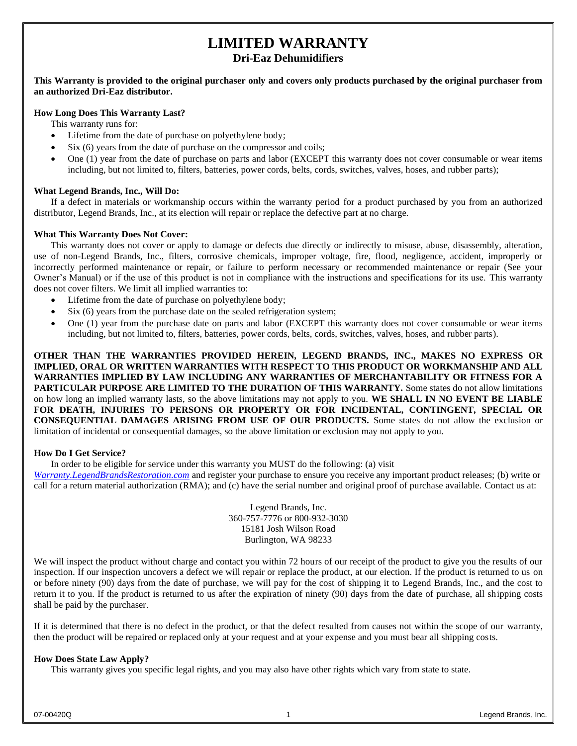# LIMITED WARRANTY

## Dri-Eaz Dehumidifiers

**This Warranty is provided to the original purchaser only and covers only products purchased by the original purchaser from an authorized Dri-Eaz distributor.**

**How Long Does This Warranty Last?**

This warranty runs for:

- Lifetime from the date of purchase on polyethylene body;
- Six (6) years from the date of purchase on the compressor and coils;
- One (1) year from the date of purchase on parts and labor (EXCEPT this warranty does not cover consumable or wear items including, but not limited to, filters, batteries, power cords, belts, cords, switches, valves, hoses, and rubber parts);

**What Legend Brands, Inc., Will Do:**

If a defect in materials or workmanship occurs within the warranty period for a product purchased by you from an authorized distributor, Legend Brands, Inc., at its election will repair or replace the defective part at no charge.

**What This Warranty Does Not Cover:**

This warranty does not cover or apply to damage or defects due directly or indirectly to misuse, abuse, disassembly, alteration, use of non-Legend Brands, Inc., filters, corrosive chemicals, improper voltage, fire, flood, negligence, accident, improperly or incorrectly performed maintenance or repair, or failure to perform necessary or recommended maintenance or repair (See your Owner's Manual) or if the use of this product is not in compliance with the instructions and specifications for its use. This warranty does not cover filters. We limit all implied warranties to:

- Lifetime from the date of purchase on polyethylene body;
- Six (6) years from the purchase date on the sealed refrigeration system;
- One (1) year from the purchase date on parts and labor (EXCEPT this warranty does not cover consumable or wear items including, but not limited to, filters, batteries, power cords, belts, cords, switches, valves, hoses, and rubber parts).

**OTHER THAN THE WARRANTIES PROVIDED HEREIN, LEGEND BRANDS, INC., MAKES NO EXPRESS OR IMPLIED, ORAL OR WRITTEN WARRANTIES WITH RESPECT TO THIS PRODUCT OR WORKMANSHIP AND ALL WARRANTIES IMPLIED BY LAW INCLUDING ANY WARRANTIES OF MERCHANTABILITY OR FITNESS FOR A PARTICULAR PURPOSE ARE LIMITED TO THE DURATION OF THIS WARRANTY.** Some states do not allow limitations on how long an implied warranty lasts, so the above limitations may not apply to you. **WE SHALL IN NO EVENT BE LIABLE FOR DEATH, INJURIES TO PERSONS OR PROPERTY OR FOR INCIDENTAL, CONTINGENT, SPECIAL OR CONSEQUENTIAL DAMAGES ARISING FROM USE OF OUR PRODUCTS.** Some states do not allow the exclusion or limitation of incidental or consequential damages, so the above limitation or exclusion may not apply to you.

**How Do I Get Service?**

In order to be eligible for service under this warranty you MUST do the following: (a) visit *Warranty.LegendBrandsRestoration.com* and register your purchase to ensure you receive any important product releases; (b) write or call for a return material authorization (RMA); and (c) have the serial number and original proof of purchase available. Contact us at:

Legend Brands, Inc.
360-757-7776 or 800-932-3030
15181 Josh Wilson Road
Burlington, WA 98233

We will inspect the product without charge and contact you within 72 hours of our receipt of the product to give you the results of our inspection. If our inspection uncovers a defect we will repair or replace the product, at our election. If the product is returned to us on or before ninety (90) days from the date of purchase, we will pay for the cost of shipping it to Legend Brands, Inc., and the cost to return it to you. If the product is returned to us after the expiration of ninety (90) days from the date of purchase, all shipping costs shall be paid by the purchaser.

If it is determined that there is no defect in the product, or that the defect resulted from causes not within the scope of our warranty, then the product will be repaired or replaced only at your request and at your expense and you must bear all shipping costs.

**How Does State Law Apply?**

This warranty gives you specific legal rights, and you may also have other rights which vary from state to state.

07-00420Q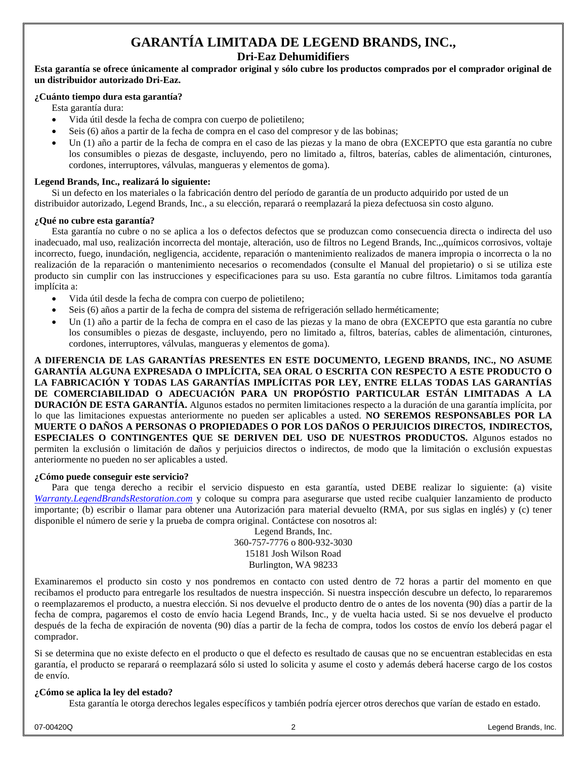# GARANTÍA LIMITADA DE LEGEND BRANDS, INC.,

## Dri-Eaz Dehumidifiers

**Esta garantía se ofrece únicamente al comprador original y sólo cubre los productos comprados por el comprador original de un distribuidor autorizado Dri-Eaz.**

**¿Cuánto tiempo dura esta garantía?**

Esta garantía dura:

- Vida útil desde la fecha de compra con cuerpo de polietileno;
- Seis (6) años a partir de la fecha de compra en el caso del compresor y de las bobinas;
- Un (1) año a partir de la fecha de compra en el caso de las piezas y la mano de obra (EXCEPTO que esta garantía no cubre los consumibles o piezas de desgaste, incluyendo, pero no limitado a, filtros, baterías, cables de alimentación, cinturones, cordones, interruptores, válvulas, mangueras y elementos de goma).

**Legend Brands, Inc., realizará lo siguiente:**

Si un defecto en los materiales o la fabricación dentro del período de garantía de un producto adquirido por usted de un distribuidor autorizado, Legend Brands, Inc., a su elección, reparará o reemplazará la pieza defectuosa sin costo alguno.

**¿Qué no cubre esta garantía?**

Esta garantía no cubre o no se aplica a los o defectos defectos que se produzcan como consecuencia directa o indirecta del uso inadecuado, mal uso, realización incorrecta del montaje, alteración, uso de filtros no Legend Brands, Inc.,,químicos corrosivos, voltaje incorrecto, fuego, inundación, negligencia, accidente, reparación o mantenimiento realizados de manera impropia o incorrecta o la no realización de la reparación o mantenimiento necesarios o recomendados (consulte el Manual del propietario) o si se utiliza este producto sin cumplir con las instrucciones y especificaciones para su uso. Esta garantía no cubre filtros. Limitamos toda garantía implícita a:

- Vida útil desde la fecha de compra con cuerpo de polietileno;
- Seis (6) años a partir de la fecha de compra del sistema de refrigeración sellado herméticamente;
- Un (1) año a partir de la fecha de compra en el caso de las piezas y la mano de obra (EXCEPTO que esta garantía no cubre los consumibles o piezas de desgaste, incluyendo, pero no limitado a, filtros, baterías, cables de alimentación, cinturones, cordones, interruptores, válvulas, mangueras y elementos de goma).

**A DIFERENCIA DE LAS GARANTÍAS PRESENTES EN ESTE DOCUMENTO, LEGEND BRANDS, INC., NO ASUME GARANTÍA ALGUNA EXPRESADA O IMPLÍCITA, SEA ORAL O ESCRITA CON RESPECTO A ESTE PRODUCTO O LA FABRICACIÓN Y TODAS LAS GARANTÍAS IMPLÍCITAS POR LEY, ENTRE ELLAS TODAS LAS GARANTÍAS DE COMERCIABILIDAD O ADECUACIÓN PARA UN PROPÓSTIO PARTICULAR ESTÁN LIMITADAS A LA DURACIÓN DE ESTA GARANTÍA.** Algunos estados no permiten limitaciones respecto a la duración de una garantía implícita, por lo que las limitaciones expuestas anteriormente no pueden ser aplicables a usted. **NO SEREMOS RESPONSABLES POR LA MUERTE O DAÑOS A PERSONAS O PROPIEDADES O POR LOS DAÑOS O PERJUICIOS DIRECTOS, INDIRECTOS, ESPECIALES O CONTINGENTES QUE SE DERIVEN DEL USO DE NUESTROS PRODUCTOS.** Algunos estados no permiten la exclusión o limitación de daños y perjuicios directos o indirectos, de modo que la limitación o exclusión expuestas anteriormente no pueden no ser aplicables a usted.

**¿Cómo puede conseguir este servicio?**

Para que tenga derecho a recibir el servicio dispuesto en esta garantía, usted DEBE realizar lo siguiente: (a) visite *Warranty.LegendBrandsRestoration.com* y coloque su compra para asegurarse que usted recibe cualquier lanzamiento de producto importante; (b) escribir o llamar para obtener una Autorización para material devuelto (RMA, por sus siglas en inglés) y (c) tener disponible el número de serie y la prueba de compra original. Contáctese con nosotros al:

Legend Brands, Inc.
360-757-7776 o 800-932-3030
15181 Josh Wilson Road
Burlington, WA 98233

Examinaremos el producto sin costo y nos pondremos en contacto con usted dentro de 72 horas a partir del momento en que recibamos el producto para entregarle los resultados de nuestra inspección. Si nuestra inspección descubre un defecto, lo repararemos o reemplazaremos el producto, a nuestra elección. Si nos devuelve el producto dentro de o antes de los noventa (90) días a partir de la fecha de compra, pagaremos el costo de envío hacia Legend Brands, Inc., y de vuelta hacia usted. Si se nos devuelve el producto después de la fecha de expiración de noventa (90) días a partir de la fecha de compra, todos los costos de envío los deberá pagar el comprador.

Si se determina que no existe defecto en el producto o que el defecto es resultado de causas que no se encuentran establecidas en esta garantía, el producto se reparará o reemplazará sólo si usted lo solicita y asume el costo y además deberá hacerse cargo de los costos de envío.

**¿Cómo se aplica la ley del estado?**

Esta garantía le otorga derechos legales específicos y también podría ejercer otros derechos que varían de estado en estado.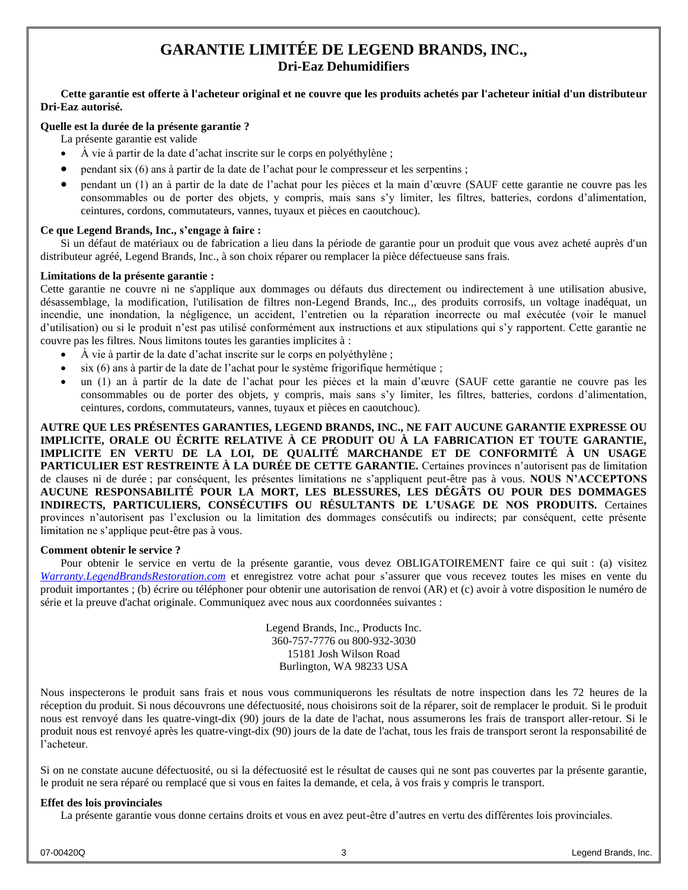# GARANTIE LIMITÉE DE LEGEND BRANDS, INC.,

## Dri-Eaz Dehumidifiers

**Cette garantie est offerte à l'acheteur original et ne couvre que les produits achetés par l'acheteur initial d'un distributeur Dri-Eaz autorisé.**

**Quelle est la durée de la présente garantie ?**

La présente garantie est valide

- À vie à partir de la date d'achat inscrite sur le corps en polyéthylène ;
- pendant six (6) ans à partir de la date de l'achat pour le compresseur et les serpentins ;
- pendant un (1) an à partir de la date de l'achat pour les pièces et la main d'œuvre (SAUF cette garantie ne couvre pas les consommables ou de porter des objets, y compris, mais sans s'y limiter, les filtres, batteries, cordons d'alimentation, ceintures, cordons, commutateurs, vannes, tuyaux et pièces en caoutchouc).

**Ce que Legend Brands, Inc., s'engage à faire :**

Si un défaut de matériaux ou de fabrication a lieu dans la période de garantie pour un produit que vous avez acheté auprès d'un distributeur agréé, Legend Brands, Inc., à son choix réparer ou remplacer la pièce défectueuse sans frais.

**Limitations de la présente garantie :**

Cette garantie ne couvre ni ne s'applique aux dommages ou défauts dus directement ou indirectement à une utilisation abusive, désassemblage, la modification, l'utilisation de filtres non-Legend Brands, Inc.,, des produits corrosifs, un voltage inadéquat, un incendie, une inondation, la négligence, un accident, l'entretien ou la réparation incorrecte ou mal exécutée (voir le manuel d'utilisation) ou si le produit n'est pas utilisé conformément aux instructions et aux stipulations qui s'y rapportent. Cette garantie ne couvre pas les filtres. Nous limitons toutes les garanties implicites à :

- À vie à partir de la date d'achat inscrite sur le corps en polyéthylène ;
- six (6) ans à partir de la date de l'achat pour le système frigorifique hermétique ;
- un (1) an à partir de la date de l'achat pour les pièces et la main d'œuvre (SAUF cette garantie ne couvre pas les consommables ou de porter des objets, y compris, mais sans s'y limiter, les filtres, batteries, cordons d'alimentation, ceintures, cordons, commutateurs, vannes, tuyaux et pièces en caoutchouc).

**AUTRE QUE LES PRÉSENTES GARANTIES, LEGEND BRANDS, INC., NE FAIT AUCUNE GARANTIE EXPRESSE OU IMPLICITE, ORALE OU ÉCRITE RELATIVE À CE PRODUIT OU À LA FABRICATION ET TOUTE GARANTIE, IMPLICITE EN VERTU DE LA LOI, DE QUALITÉ MARCHANDE ET DE CONFORMITÉ À UN USAGE PARTICULIER EST RESTREINTE À LA DURÉE DE CETTE GARANTIE.** Certaines provinces n'autorisent pas de limitation de clauses ni de durée ; par conséquent, les présentes limitations ne s'appliquent peut-être pas à vous. **NOUS N'ACCEPTONS AUCUNE RESPONSABILITÉ POUR LA MORT, LES BLESSURES, LES DÉGÂTS OU POUR DES DOMMAGES INDIRECTS, PARTICULIERS, CONSÉCUTIFS OU RÉSULTANTS DE L'USAGE DE NOS PRODUITS.** Certaines provinces n'autorisent pas l'exclusion ou la limitation des dommages consécutifs ou indirects; par conséquent, cette présente limitation ne s'applique peut-être pas à vous.

**Comment obtenir le service ?**

Pour obtenir le service en vertu de la présente garantie, vous devez OBLIGATOIREMENT faire ce qui suit : (a) visitez *Warranty.LegendBrandsRestoration.com* et enregistrez votre achat pour s'assurer que vous recevez toutes les mises en vente du produit importantes ; (b) écrire ou téléphoner pour obtenir une autorisation de renvoi (AR) et (c) avoir à votre disposition le numéro de série et la preuve d'achat originale. Communiquez avec nous aux coordonnées suivantes :

Legend Brands, Inc., Products Inc.
360-757-7776 ou 800-932-3030
15181 Josh Wilson Road
Burlington, WA 98233 USA

Nous inspecterons le produit sans frais et nous vous communiquerons les résultats de notre inspection dans les 72 heures de la réception du produit. Si nous découvrons une défectuosité, nous choisirons soit de la réparer, soit de remplacer le produit. Si le produit nous est renvoyé dans les quatre-vingt-dix (90) jours de la date de l'achat, nous assumerons les frais de transport aller-retour. Si le produit nous est renvoyé après les quatre-vingt-dix (90) jours de la date de l'achat, tous les frais de transport seront la responsabilité de l'acheteur.

Si on ne constate aucune défectuosité, ou si la défectuosité est le résultat de causes qui ne sont pas couvertes par la présente garantie, le produit ne sera réparé ou remplacé que si vous en faites la demande, et cela, à vos frais y compris le transport.

**Effet des lois provinciales**

La présente garantie vous donne certains droits et vous en avez peut-être d'autres en vertu des différentes lois provinciales.